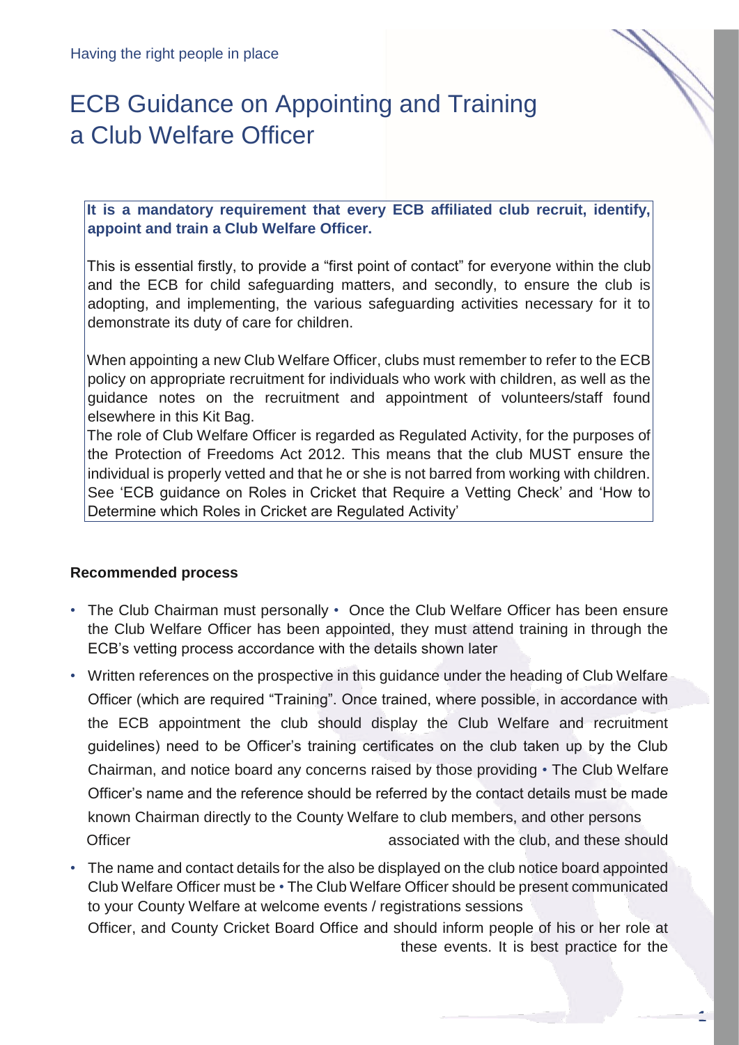Having the right people in place

# ECB Guidance on Appointing and Training a Club Welfare Officer

**It is a mandatory requirement that every ECB affiliated club recruit, identify, appoint and train a Club Welfare Officer.**

This is essential firstly, to provide a "first point of contact" for everyone within the club and the ECB for child safeguarding matters, and secondly, to ensure the club is adopting, and implementing, the various safeguarding activities necessary for it to demonstrate its duty of care for children.

When appointing a new Club Welfare Officer, clubs must remember to refer to the ECB policy on appropriate recruitment for individuals who work with children, as well as the guidance notes on the recruitment and appointment of volunteers/staff found elsewhere in this Kit Bag.

The role of Club Welfare Officer is regarded as Regulated Activity, for the purposes of the Protection of Freedoms Act 2012. This means that the club MUST ensure the individual is properly vetted and that he or she is not barred from working with children. See 'ECB guidance on Roles in Cricket that Require a Vetting Check' and 'How to Determine which Roles in Cricket are Regulated Activity'

**Recommended process**

- The Club Chairman must personally ensure the Club Welfare Officer has been through the ECB's vetting process
- Written references on the prospective Club Welfare Officer (which are required in accordance with the ECB appointment and recruitment guidelines) need to be taken up by the Club Chairman, and any concerns raised by those providing the reference should be referred by the Chairman directly to the County Welfare Officer
- The name and contact details for the appointed Club Welfare Officer must be communicated to your County Welfare Officer, and County Cricket Board Office
- Once the Club Welfare Officer has been appointed, they must attend training in accordance with the details shown later in this guidance under the heading of "Training". Once trained, where possible, the club should display the Club Welfare Officer's training certificates on the club notice board
- The Club Welfare Officer's name and contact details must be made known to club members, and other persons associated with the club, and these should also be displayed on the club notice board
- The Club Welfare Officer should be present at welcome events / registrations sessions and should inform people of his or her role at these events. It is best practice for the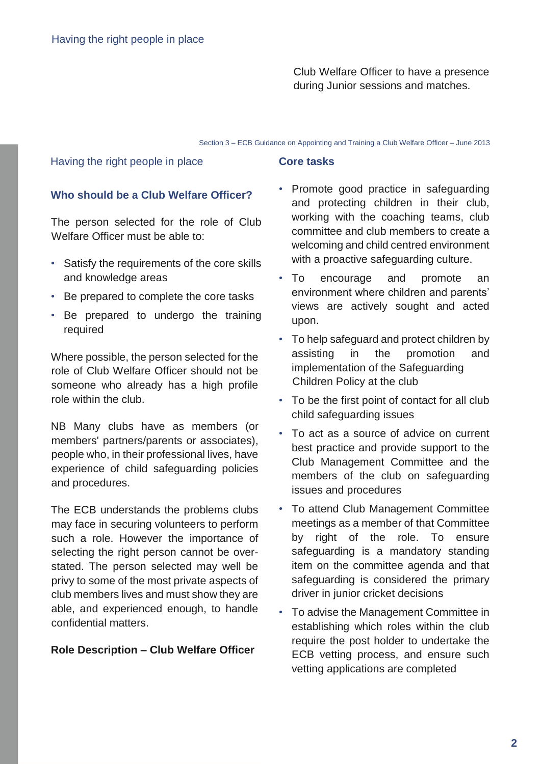Club Welfare Officer to have a presence during Junior sessions and matches.

## Having the right people in place

### Who should be a Club Welfare Officer?

The person selected for the role of Club Welfare Officer must be able to:

- Satisfy the requirements of the core skills and knowledge areas
- Be prepared to complete the core tasks
- Be prepared to undergo the training required

Where possible, the person selected for the role of Club Welfare Officer should not be someone who already has a high profile role within the club.

NB Many clubs have as members (or members' partners/parents or associates), people who, in their professional lives, have experience of child safeguarding policies and procedures.

The ECB understands the problems clubs may face in securing volunteers to perform such a role. However the importance of selecting the right person cannot be over-stated. The person selected may well be privy to some of the most private aspects of club members lives and must show they are able, and experienced enough, to handle confidential matters.

**Role Description – Club Welfare Officer**

### Core tasks

- Promote good practice in safeguarding and protecting children in their club, working with the coaching teams, club committee and club members to create a welcoming and child centred environment with a proactive safeguarding culture.
- To encourage and promote an environment where children and parents' views are actively sought and acted upon.
- To help safeguard and protect children by assisting in the promotion and implementation of the Safeguarding Children Policy at the club
- To be the first point of contact for all club child safeguarding issues
- To act as a source of advice on current best practice and provide support to the Club Management Committee and the members of the club on safeguarding issues and procedures
- To attend Club Management Committee meetings as a member of that Committee by right of the role. To ensure safeguarding is a mandatory standing item on the committee agenda and that safeguarding is considered the primary driver in junior cricket decisions
- To advise the Management Committee in establishing which roles within the club require the post holder to undertake the ECB vetting process, and ensure such vetting applications are completed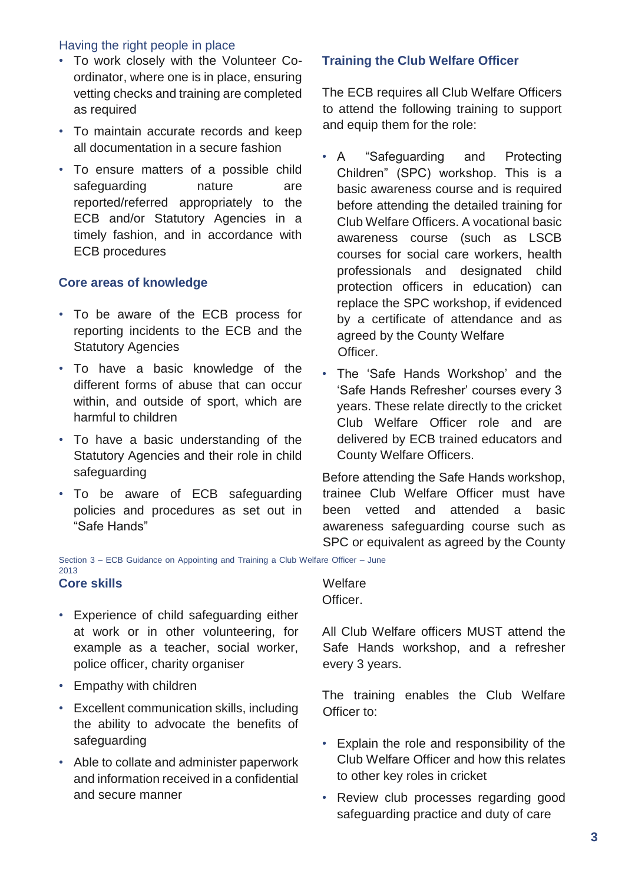Having the right people in place

- To work closely with the Volunteer Co-ordinator, where one is in place, ensuring vetting checks and training are completed as required
- To maintain accurate records and keep all documentation in a secure fashion
- To ensure matters of a possible child safeguarding nature are reported/referred appropriately to the ECB and/or Statutory Agencies in a timely fashion, and in accordance with ECB procedures

### Core areas of knowledge

- To be aware of the ECB process for reporting incidents to the ECB and the Statutory Agencies
- To have a basic knowledge of the different forms of abuse that can occur within, and outside of sport, which are harmful to children
- To have a basic understanding of the Statutory Agencies and their role in child safeguarding
- To be aware of ECB safeguarding policies and procedures as set out in "Safe Hands"

### Core skills

- Experience of child safeguarding either at work or in other volunteering, for example as a teacher, social worker, police officer, charity organiser
- Empathy with children
- Excellent communication skills, including the ability to advocate the benefits of safeguarding
- Able to collate and administer paperwork and information received in a confidential and secure manner

### Training the Club Welfare Officer

The ECB requires all Club Welfare Officers to attend the following training to support and equip them for the role:

- A "Safeguarding and Protecting Children" (SPC) workshop. This is a basic awareness course and is required before attending the detailed training for Club Welfare Officers. A vocational basic awareness course (such as LSCB courses for social care workers, health professionals and designated child protection officers in education) can replace the SPC workshop, if evidenced by a certificate of attendance and as agreed by the County Welfare Officer.
- The 'Safe Hands Workshop' and the 'Safe Hands Refresher' courses every 3 years. These relate directly to the cricket Club Welfare Officer role and are delivered by ECB trained educators and County Welfare Officers.

Before attending the Safe Hands workshop, trainee Club Welfare Officer must have been vetted and attended a basic awareness safeguarding course such as SPC or equivalent as agreed by the County Welfare Officer.

All Club Welfare officers MUST attend the Safe Hands workshop, and a refresher every 3 years.

The training enables the Club Welfare Officer to:

- Explain the role and responsibility of the Club Welfare Officer and how this relates to other key roles in cricket
- Review club processes regarding good safeguarding practice and duty of care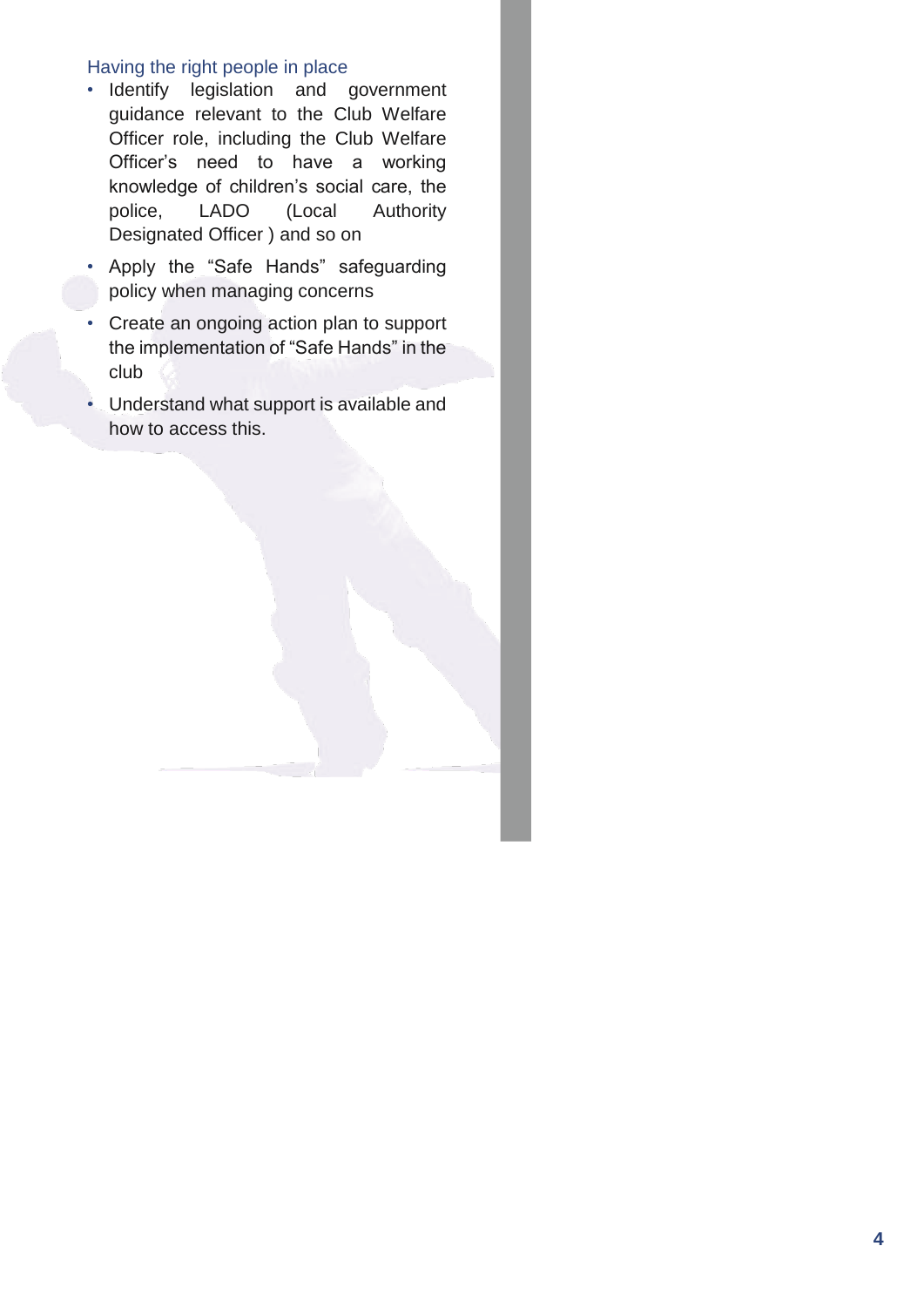### Having the right people in place

- Identify legislation and government guidance relevant to the Club Welfare Officer role, including the Club Welfare Officer's need to have a working knowledge of children's social care, the police, LADO (Local Authority Designated Officer ) and so on
- Apply the "Safe Hands" safeguarding policy when managing concerns
- Create an ongoing action plan to support the implementation of "Safe Hands" in the club
- Understand what support is available and how to access this.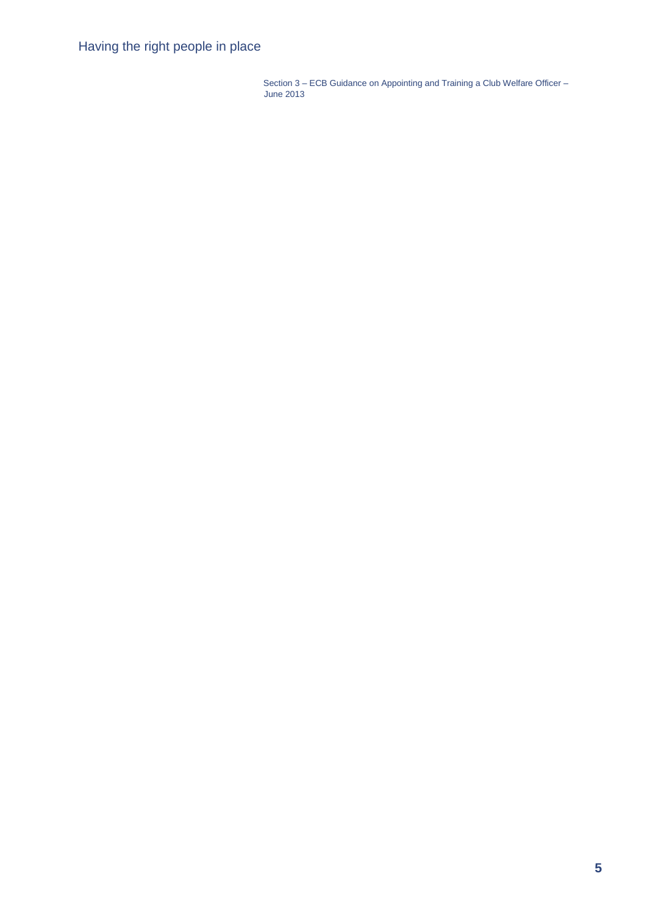# Having the right people in place

Section 3 – ECB Guidance on Appointing and Training a Club Welfare Officer – June 2013